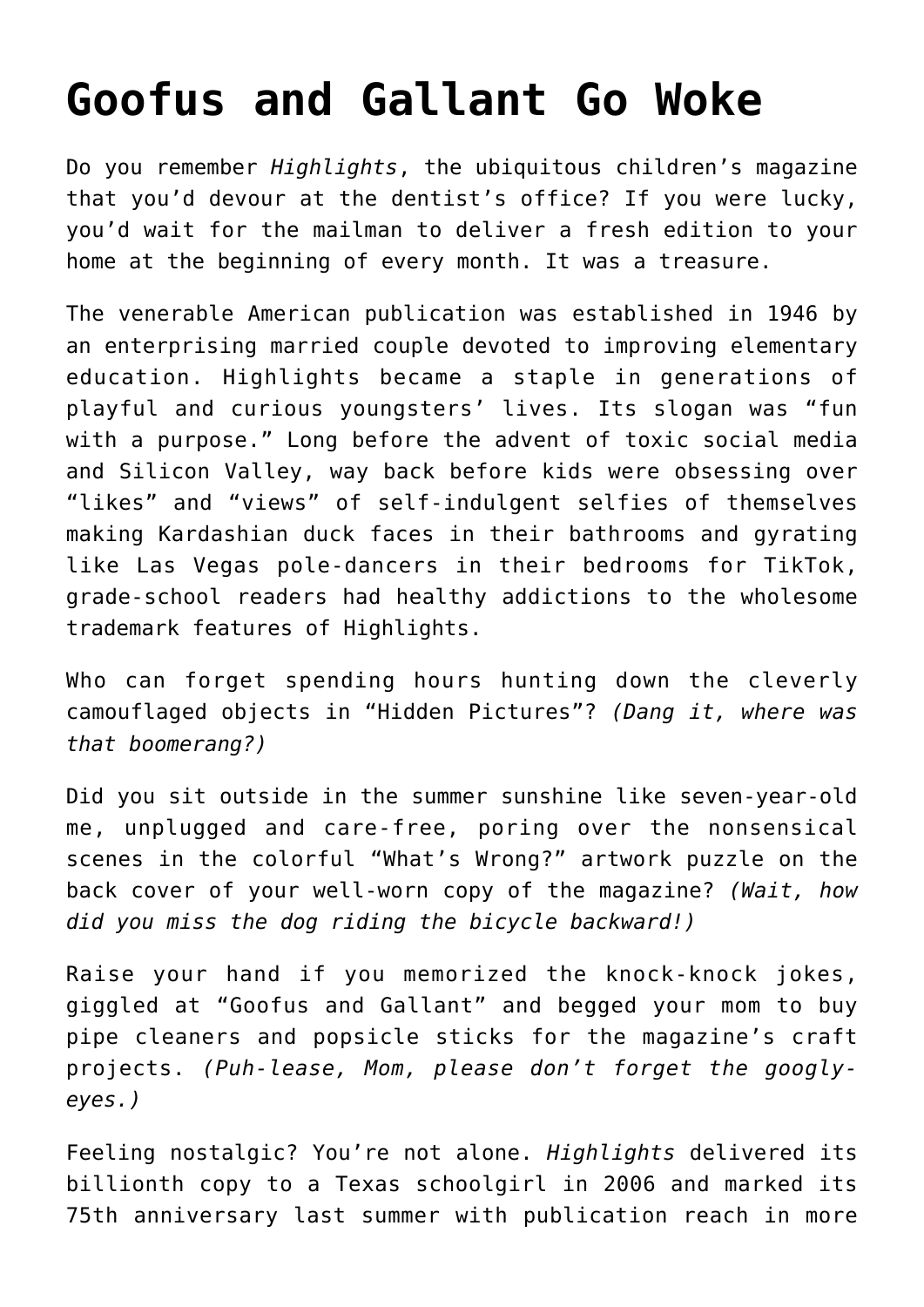# Goofus and Gallant Go Woke

Do you remember *Highlights*, the ubiquitous children's magazine that you'd devour at the dentist's office? If you were lucky, you'd wait for the mailman to deliver a fresh edition to your home at the beginning of every month. It was a treasure.

The venerable American publication was established in 1946 by an enterprising married couple devoted to improving elementary education. Highlights became a staple in generations of playful and curious youngsters' lives. Its slogan was "fun with a purpose." Long before the advent of toxic social media and Silicon Valley, way back before kids were obsessing over "likes" and "views" of self-indulgent selfies of themselves making Kardashian duck faces in their bathrooms and gyrating like Las Vegas pole-dancers in their bedrooms for TikTok, grade-school readers had healthy addictions to the wholesome trademark features of Highlights.

Who can forget spending hours hunting down the cleverly camouflaged objects in "Hidden Pictures"? *(Dang it, where was that boomerang?)*

Did you sit outside in the summer sunshine like seven-year-old me, unplugged and care-free, poring over the nonsensical scenes in the colorful "What's Wrong?" artwork puzzle on the back cover of your well-worn copy of the magazine? *(Wait, how did you miss the dog riding the bicycle backward!)*

Raise your hand if you memorized the knock-knock jokes, giggled at "Goofus and Gallant" and begged your mom to buy pipe cleaners and popsicle sticks for the magazine's craft projects. *(Puh-lease, Mom, please don't forget the googly-eyes.)*

Feeling nostalgic? You're not alone. *Highlights* delivered its billionth copy to a Texas schoolgirl in 2006 and marked its 75th anniversary last summer with publication reach in more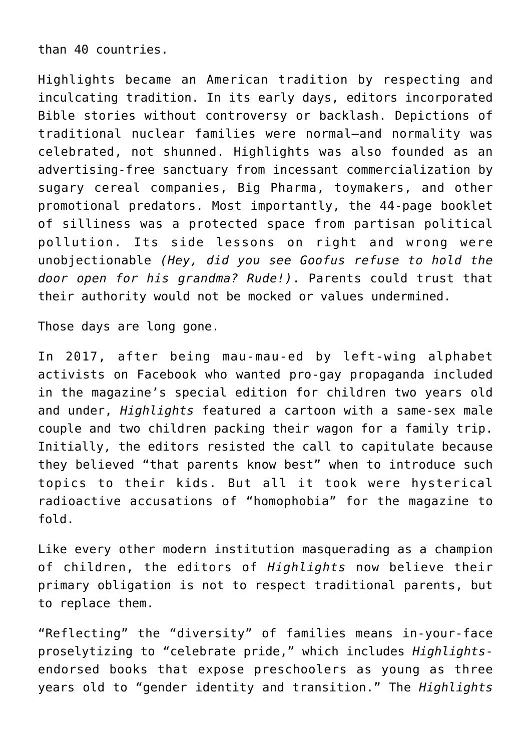than 40 countries.

Highlights became an American tradition by respecting and inculcating tradition. In its early days, editors incorporated Bible stories without controversy or backlash. Depictions of traditional nuclear families were normal—and normality was celebrated, not shunned. Highlights was also founded as an advertising-free sanctuary from incessant commercialization by sugary cereal companies, Big Pharma, toymakers, and other promotional predators. Most importantly, the 44-page booklet of silliness was a protected space from partisan political pollution. Its side lessons on right and wrong were unobjectionable *(Hey, did you see Goofus refuse to hold the door open for his grandma? Rude!)*. Parents could trust that their authority would not be mocked or values undermined.

Those days are long gone.

In 2017, after being mau-mau-ed by left-wing alphabet activists on Facebook who wanted pro-gay propaganda included in the magazine's special edition for children two years old and under, *Highlights* featured a cartoon with a same-sex male couple and two children packing their wagon for a family trip. Initially, the editors resisted the call to capitulate because they believed "that parents know best" when to introduce such topics to their kids. But all it took were hysterical radioactive accusations of "homophobia" for the magazine to fold.

Like every other modern institution masquerading as a champion of children, the editors of *Highlights* now believe their primary obligation is not to respect traditional parents, but to replace them.

"Reflecting" the "diversity" of families means in-your-face proselytizing to "celebrate pride," which includes *Highlights*-endorsed books that expose preschoolers as young as three years old to "gender identity and transition." The *Highlights*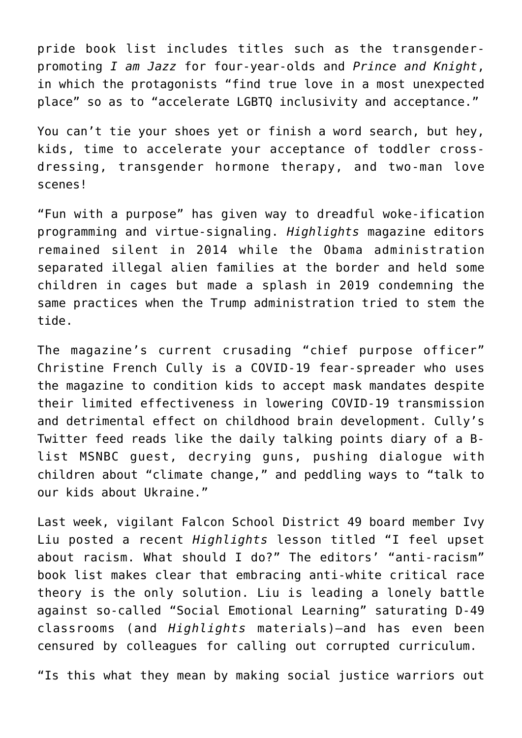pride book list includes titles such as the transgender-promoting *I am Jazz* for four-year-olds and *Prince and Knight*, in which the protagonists "find true love in a most unexpected place" so as to "accelerate LGBTQ inclusivity and acceptance."

You can't tie your shoes yet or finish a word search, but hey, kids, time to accelerate your acceptance of toddler cross-dressing, transgender hormone therapy, and two-man love scenes!

"Fun with a purpose" has given way to dreadful woke-ification programming and virtue-signaling. *Highlights* magazine editors remained silent in 2014 while the Obama administration separated illegal alien families at the border and held some children in cages but made a splash in 2019 condemning the same practices when the Trump administration tried to stem the tide.

The magazine's current crusading "chief purpose officer" Christine French Cully is a COVID-19 fear-spreader who uses the magazine to condition kids to accept mask mandates despite their limited effectiveness in lowering COVID-19 transmission and detrimental effect on childhood brain development. Cully's Twitter feed reads like the daily talking points diary of a B-list MSNBC guest, decrying guns, pushing dialogue with children about "climate change," and peddling ways to "talk to our kids about Ukraine."

Last week, vigilant Falcon School District 49 board member Ivy Liu posted a recent *Highlights* lesson titled "I feel upset about racism. What should I do?" The editors' "anti-racism" book list makes clear that embracing anti-white critical race theory is the only solution. Liu is leading a lonely battle against so-called "Social Emotional Learning" saturating D-49 classrooms (and *Highlights* materials)—and has even been censured by colleagues for calling out corrupted curriculum.

"Is this what they mean by making social justice warriors out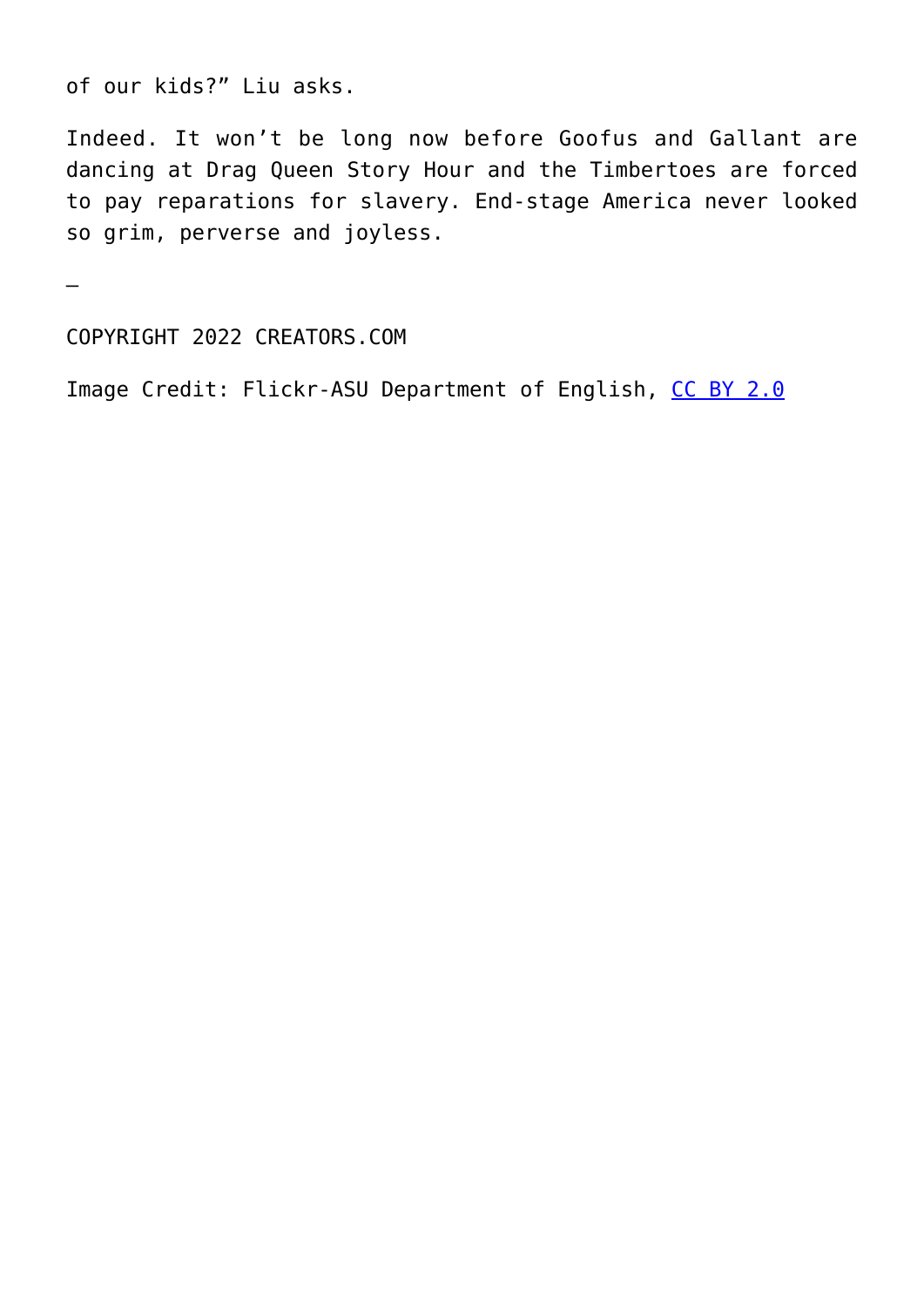of our kids?" Liu asks.

Indeed. It won't be long now before Goofus and Gallant are dancing at Drag Queen Story Hour and the Timbertoes are forced to pay reparations for slavery. End-stage America never looked so grim, perverse and joyless.

—

COPYRIGHT 2022 CREATORS.COM

Image Credit: Flickr-ASU Department of English, CC BY 2.0